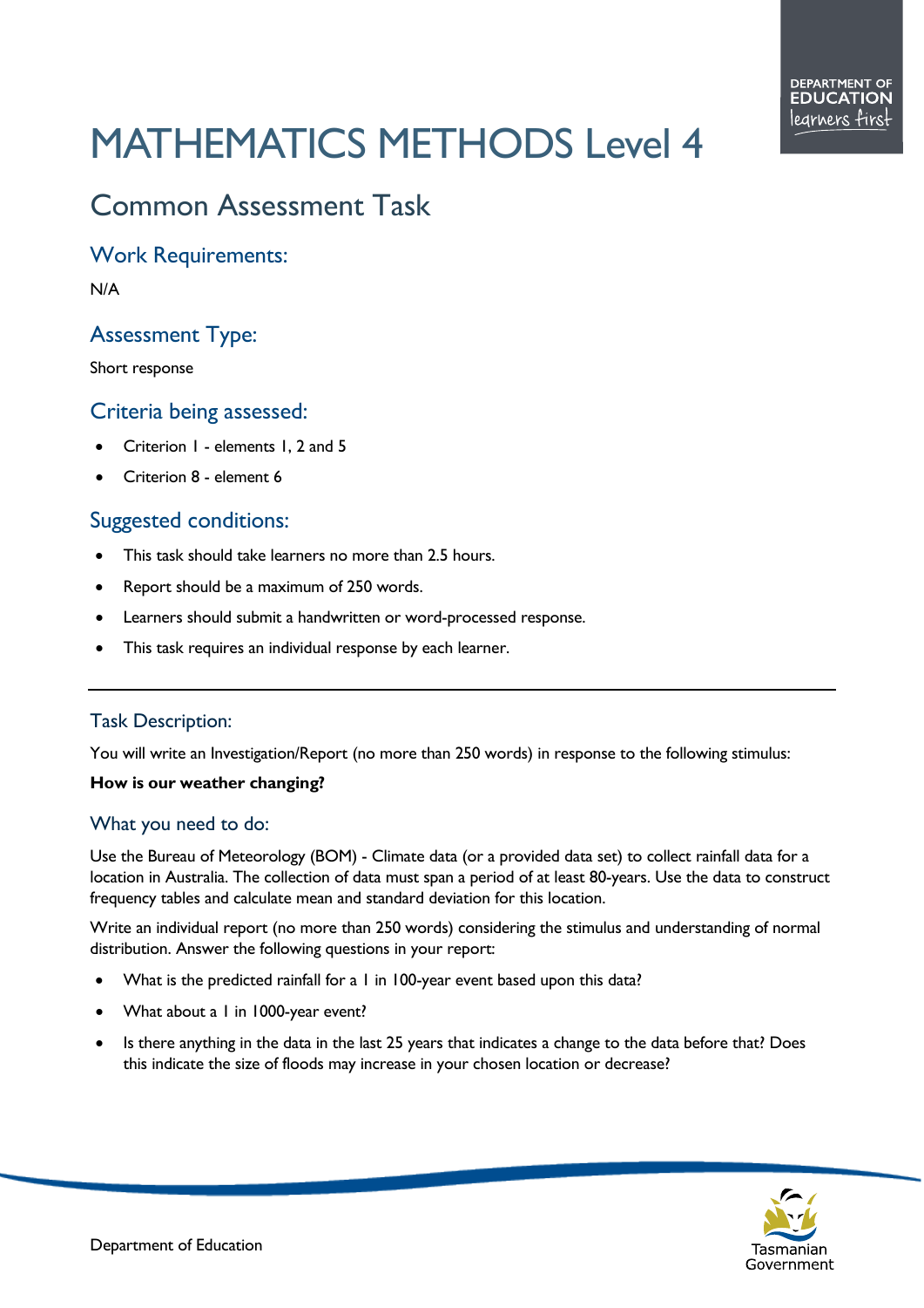# MATHEMATICS METHODS Level 4

## Common Assessment Task

### Work Requirements:

N/A

### Assessment Type:

Short response

### Criteria being assessed:

- Criterion 1 - elements 1, 2 and 5
- Criterion 8 - element 6

### Suggested conditions:

- This task should take learners no more than 2.5 hours.
- Report should be a maximum of 250 words.
- Learners should submit a handwritten or word-processed response.
- This task requires an individual response by each learner.

---

### Task Description:

You will write an Investigation/Report (no more than 250 words) in response to the following stimulus:

**How is our weather changing?**

### What you need to do:

Use the Bureau of Meteorology (BOM) - Climate data (or a provided data set) to collect rainfall data for a location in Australia. The collection of data must span a period of at least 80-years. Use the data to construct frequency tables and calculate mean and standard deviation for this location.

Write an individual report (no more than 250 words) considering the stimulus and understanding of normal distribution. Answer the following questions in your report:

- What is the predicted rainfall for a 1 in 100-year event based upon this data?
- What about a 1 in 1000-year event?
- Is there anything in the data in the last 25 years that indicates a change to the data before that? Does this indicate the size of floods may increase in your chosen location or decrease?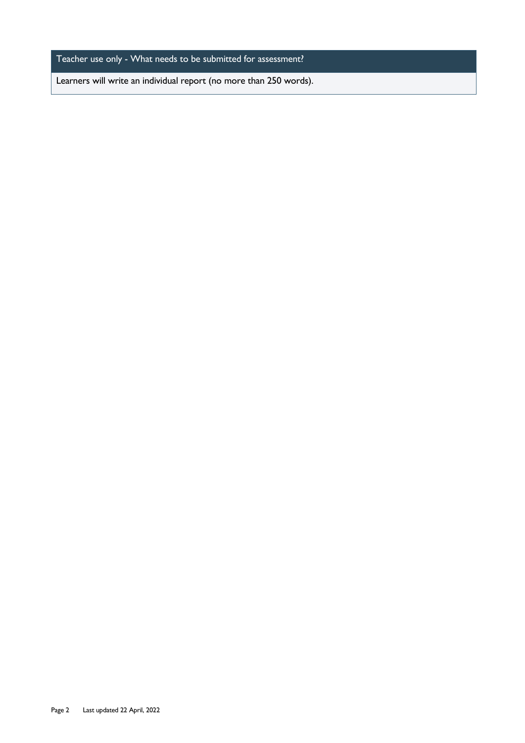| Teacher use only - What needs to be submitted for assessment? |
| --- |
| Learners will write an individual report (no more than 250 words). |